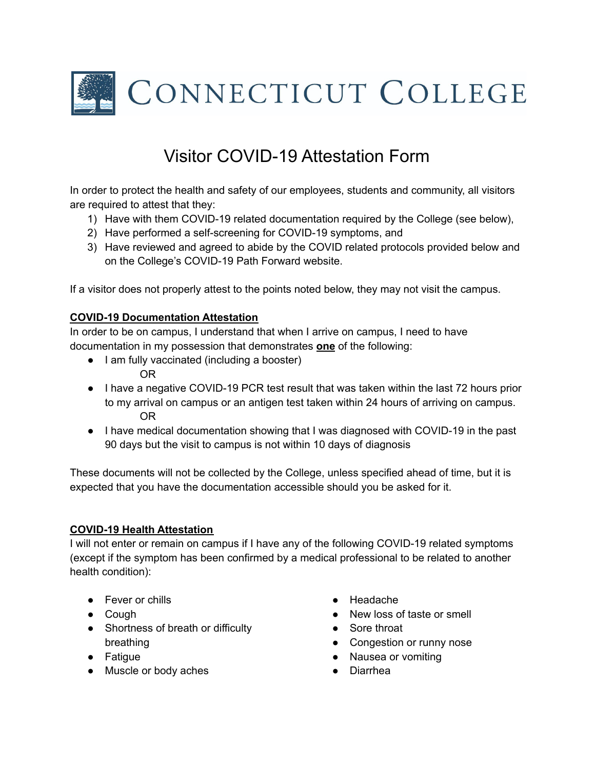# CONNECTICUT COLLEGE

## Visitor COVID-19 Attestation Form

In order to protect the health and safety of our employees, students and community, all visitors are required to attest that they:

1) Have with them COVID-19 related documentation required by the College (see below),
2) Have performed a self-screening for COVID-19 symptoms, and
3) Have reviewed and agreed to abide by the COVID related protocols provided below and on the College's COVID-19 Path Forward website.

If a visitor does not properly attest to the points noted below, they may not visit the campus.

### COVID-19 Documentation Attestation

In order to be on campus, I understand that when I arrive on campus, I need to have documentation in my possession that demonstrates **one** of the following:

- I am fully vaccinated (including a booster)

  OR
- I have a negative COVID-19 PCR test result that was taken within the last 72 hours prior to my arrival on campus or an antigen test taken within 24 hours of arriving on campus.

  OR
- I have medical documentation showing that I was diagnosed with COVID-19 in the past 90 days but the visit to campus is not within 10 days of diagnosis

These documents will not be collected by the College, unless specified ahead of time, but it is expected that you have the documentation accessible should you be asked for it.

### COVID-19 Health Attestation

I will not enter or remain on campus if I have any of the following COVID-19 related symptoms (except if the symptom has been confirmed by a medical professional to be related to another health condition):

- Fever or chills
- Cough
- Shortness of breath or difficulty breathing
- Fatigue
- Muscle or body aches
- Headache
- New loss of taste or smell
- Sore throat
- Congestion or runny nose
- Nausea or vomiting
- Diarrhea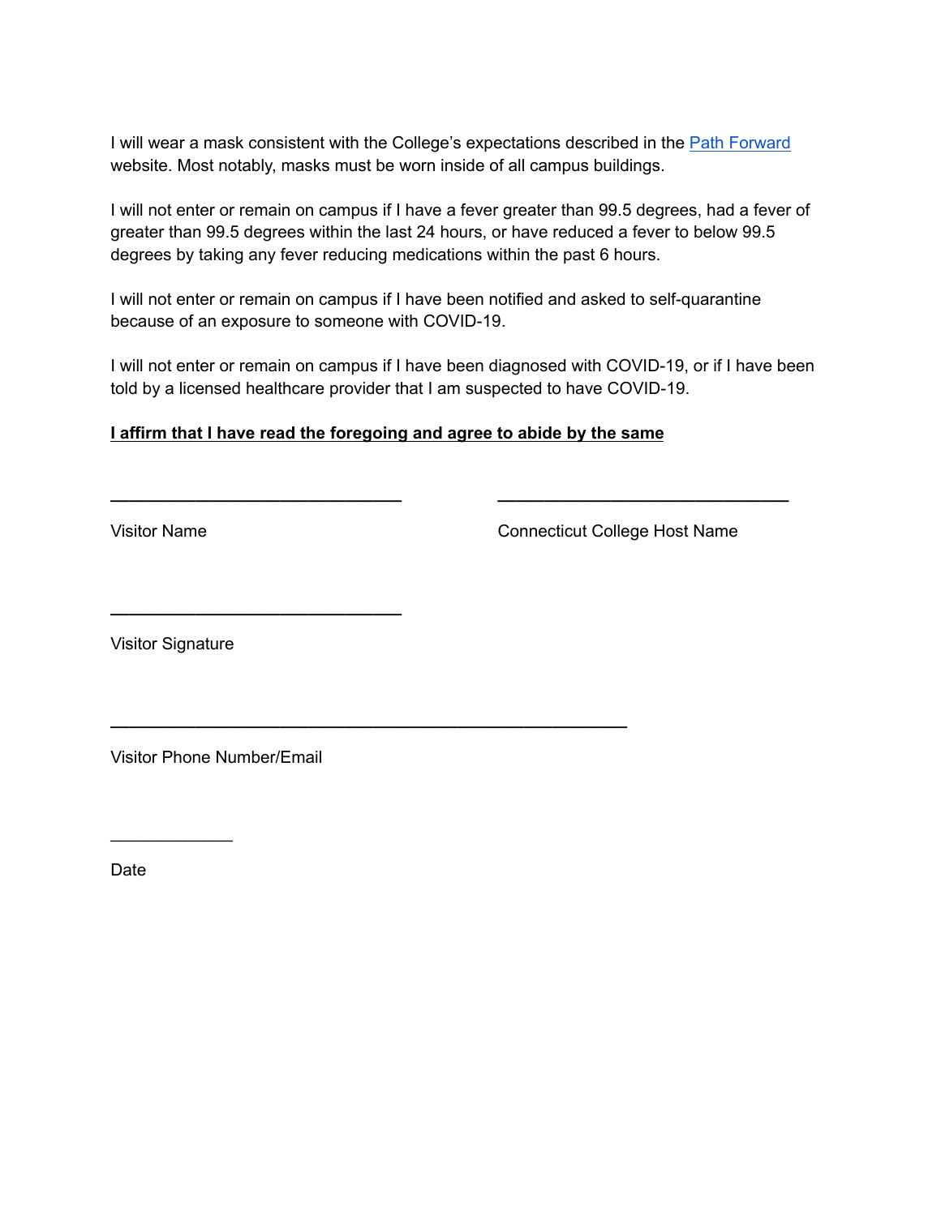I will wear a mask consistent with the College's expectations described in the Path Forward website. Most notably, masks must be worn inside of all campus buildings.

I will not enter or remain on campus if I have a fever greater than 99.5 degrees, had a fever of greater than 99.5 degrees within the last 24 hours, or have reduced a fever to below 99.5 degrees by taking any fever reducing medications within the past 6 hours.

I will not enter or remain on campus if I have been notified and asked to self-quarantine because of an exposure to someone with COVID-19.

I will not enter or remain on campus if I have been diagnosed with COVID-19, or if I have been told by a licensed healthcare provider that I am suspected to have COVID-19.

**I affirm that I have read the foregoing and agree to abide by the same**

______________________________ ______________________________

Visitor Name Connecticut College Host Name

______________________________

Visitor Signature

____________________________________________________

Visitor Phone Number/Email

____________

Date